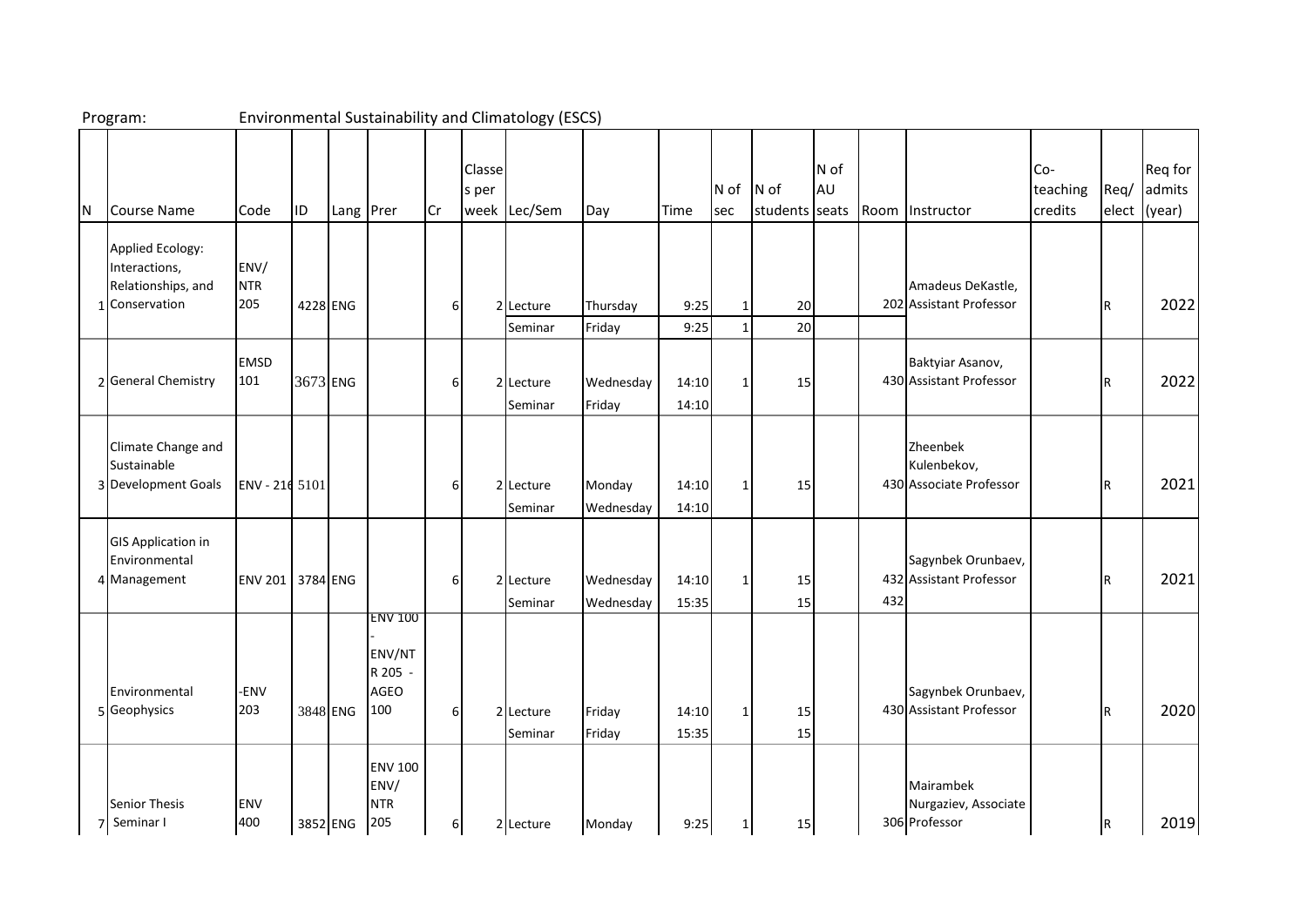Program: Environmental Sustainability and Climatology (ESCS)

| N | Course Name | Code | ID | Lang | Prer | Cr | Classes per week | Lec/Sem | Day | Time | N of sec | N of students | N of AU seats | Room | Instructor | Co-teaching credits | Req/elect | Req for admits (year) |
|---|---|---|---|---|---|---|---|---|---|---|---|---|---|---|---|---|---|---|
| 1 | Applied Ecology: Interactions, Relationships, and Conservation | ENV/NTR 205 | 4228 | ENG | | 6 | 2 | Lecture | Thursday | 9:25 | 1 | 20 | | 202 | Amadeus DeKastle, Assistant Professor | | R | 2022 |
| | | | | | | | | Seminar | Friday | 9:25 | 1 | 20 | | | | | | |
| 2 | General Chemistry | EMSD 101 | 3673 | ENG | | 6 | 2 | Lecture | Wednesday | 14:10 | 1 | 15 | | 430 | Baktyiar Asanov, Assistant Professor | | R | 2022 |
| | | | | | | | | Seminar | Friday | 14:10 | | | | | | | | |
| 3 | Climate Change and Sustainable Development Goals | ENV - 216 | 5101 | | | 6 | 2 | Lecture | Monday | 14:10 | 1 | 15 | | 430 | Zheenbek Kulenbekov, Associate Professor | | R | 2021 |
| | | | | | | | | Seminar | Wednesday | 14:10 | | | | | | | | |
| 4 | GIS Application in Environmental Management | ENV 201 | 3784 | ENG | | 6 | 2 | Lecture | Wednesday | 14:10 | 1 | 15 | | 432 | Sagynbek Orunbaev, Assistant Professor | | R | 2021 |
| | | | | | | | | Seminar | Wednesday | 15:35 | | 15 | | 432 | | | | |
| 5 | Environmental Geophysics | -ENV 203 | 3848 | ENG | ENV 100 - ENV/NTR 205 - AGEO 100 | 6 | 2 | Lecture | Friday | 14:10 | 1 | 15 | | 430 | Sagynbek Orunbaev, Assistant Professor | | R | 2020 |
| | | | | | | | | Seminar | Friday | 15:35 | | 15 | | | | | | |
| 7 | Senior Thesis Seminar I | ENV 400 | 3852 | ENG | ENV 100 ENV/NTR 205 | 6 | 2 | Lecture | Monday | 9:25 | 1 | 15 | | 306 | Mairambek Nurgaziev, Associate Professor | | R | 2019 |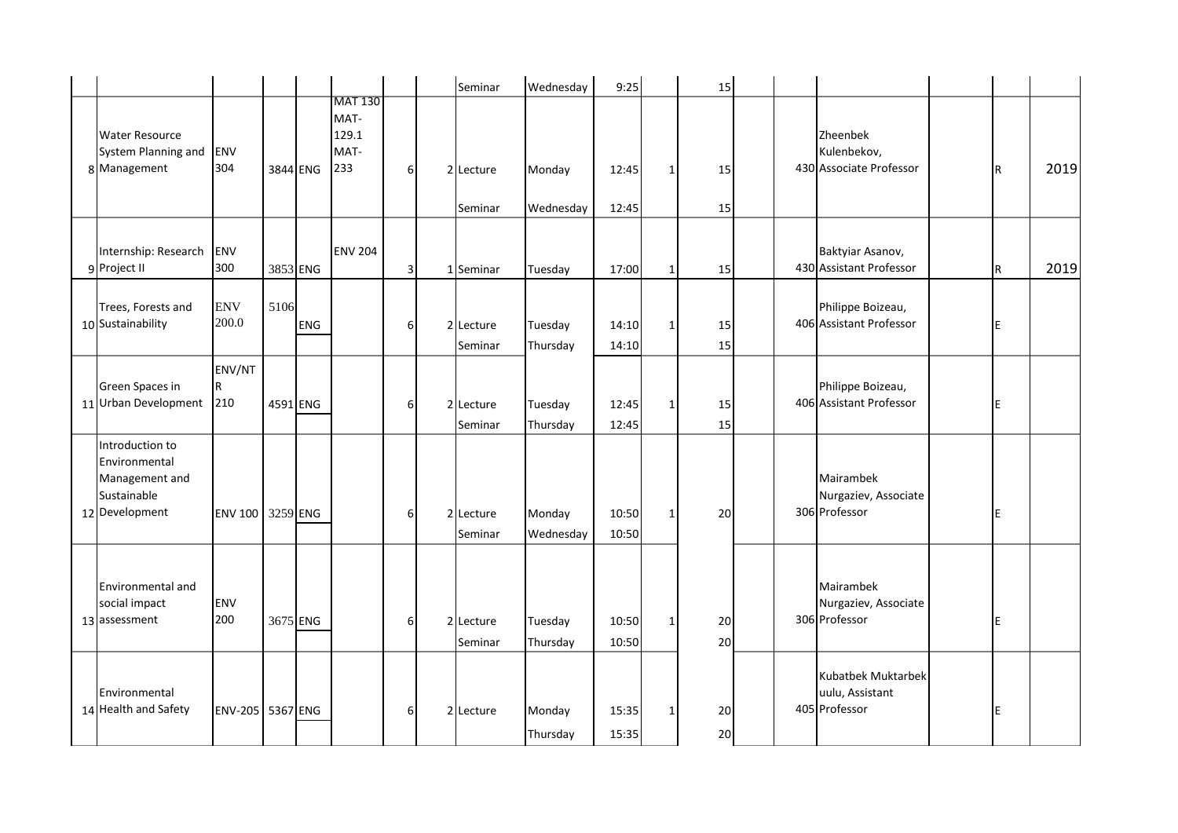| | | | | | | | | | | | | | | | | | | |
|---|---|---|---|---|---|---|---|---|---|---|---|---|---|---|---|---|---|---|
| | | | | | | | | Seminar | Wednesday | 9:25 | | 15 | | | | | | |
| 8 | Water Resource System Planning and Management | ENV 304 | 3844 | ENG | MAT 130 MAT-129.1 MAT-233 | 6 | 2 | Lecture | Monday | 12:45 | 1 | 15 | | 430 | Zheenbek Kulenbekov, Associate Professor | | R | 2019 |
| | | | | | | | | Seminar | Wednesday | 12:45 | | 15 | | | | | | |
| 9 | Internship: Research Project II | ENV 300 | 3853 | ENG | ENV 204 | 3 | 1 | Seminar | Tuesday | 17:00 | 1 | 15 | | 430 | Baktyiar Asanov, Assistant Professor | | R | 2019 |
| 10 | Trees, Forests and Sustainability | ENV 200.0 | 5106 | ENG | | 6 | 2 | Lecture | Tuesday | 14:10 | 1 | 15 | | 406 | Philippe Boizeau, Assistant Professor | | E | |
| | | | | | | | | Seminar | Thursday | 14:10 | | 15 | | | | | | |
| 11 | Green Spaces in Urban Development | ENV/NTR 210 | 4591 | ENG | | 6 | 2 | Lecture | Tuesday | 12:45 | 1 | 15 | | 406 | Philippe Boizeau, Assistant Professor | | E | |
| | | | | | | | | Seminar | Thursday | 12:45 | | 15 | | | | | | |
| 12 | Introduction to Environmental Management and Sustainable Development | ENV 100 | 3259 | ENG | | 6 | 2 | Lecture | Monday | 10:50 | 1 | 20 | | 306 | Mairambek Nurgaziev, Associate Professor | | E | |
| | | | | | | | | Seminar | Wednesday | 10:50 | | | | | | | | |
| 13 | Environmental and social impact assessment | ENV 200 | 3675 | ENG | | 6 | 2 | Lecture | Tuesday | 10:50 | 1 | 20 | | 306 | Mairambek Nurgaziev, Associate Professor | | E | |
| | | | | | | | | Seminar | Thursday | 10:50 | | 20 | | | | | | |
| 14 | Environmental Health and Safety | ENV-205 | 5367 | ENG | | 6 | 2 | Lecture | Monday | 15:35 | 1 | 20 | | 405 | Kubatbek Muktarbek uulu, Assistant Professor | | E | |
| | | | | | | | | | Thursday | 15:35 | | 20 | | | | | | |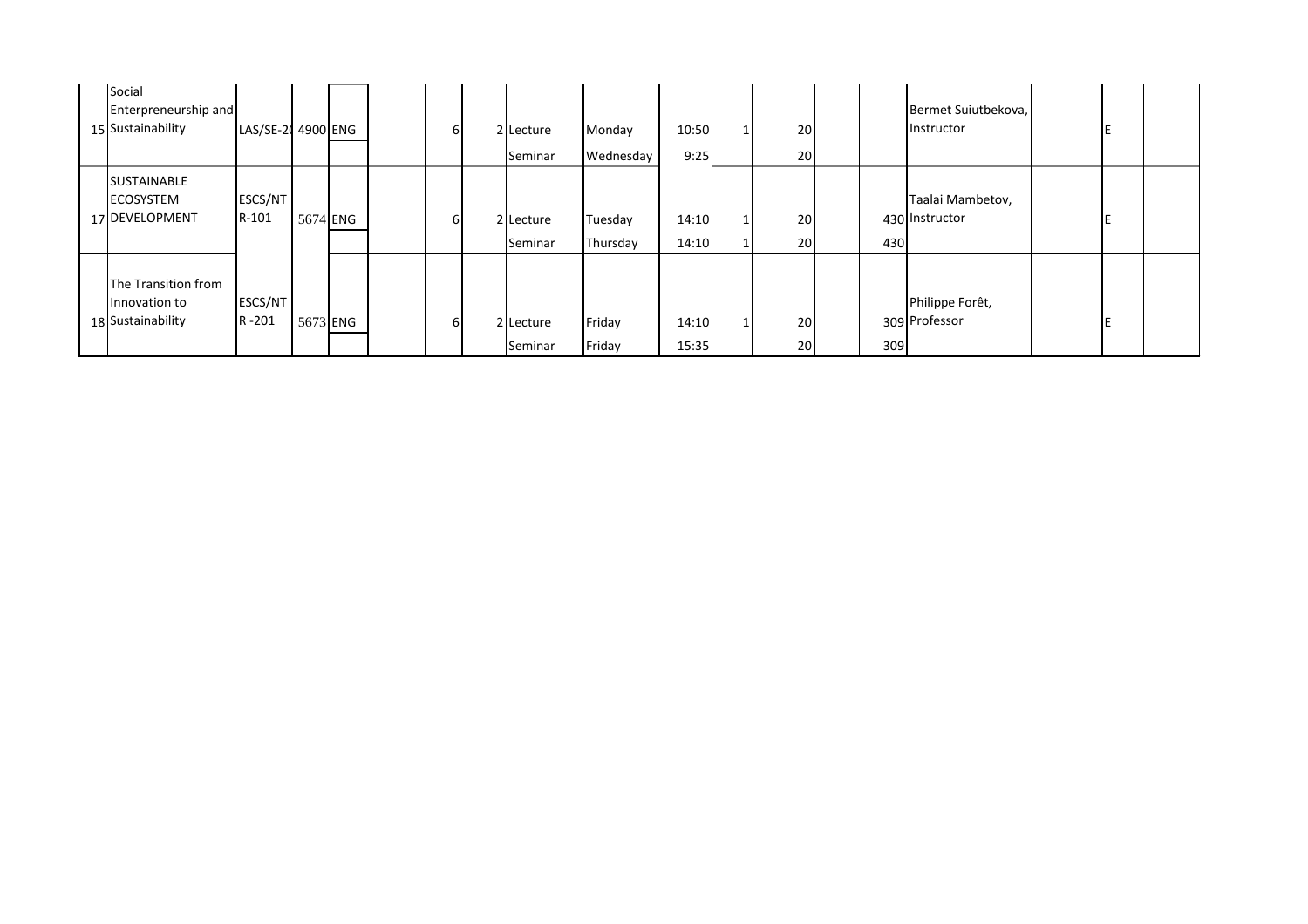| | | | | | | | | | | | | | | | | | | |
|---|---|---|---|---|---|---|---|---|---|---|---|---|---|---|---|---|---|---|
| 15 | Social Entrepreneurship and Sustainability | LAS/SE-2( | 4900 | ENG | | 6 | 2 | Lecture | Monday | 10:50 | 1 | 20 | | | Bermet Suiutbekova, Instructor | | E | |
| | | | | | | | | Seminar | Wednesday | 9:25 | | 20 | | | | | | |
| 17 | SUSTAINABLE ECOSYSTEM DEVELOPMENT | ESCS/NTR-101 | 5674 | ENG | | 6 | 2 | Lecture | Tuesday | 14:10 | 1 | 20 | | 430 | Taalai Mambetov, Instructor | | E | |
| | | | | | | | | Seminar | Thursday | 14:10 | 1 | 20 | | 430 | | | | |
| 18 | The Transition from Innovation to Sustainability | ESCS/NTR -201 | 5673 | ENG | | 6 | 2 | Lecture | Friday | 14:10 | 1 | 20 | | 309 | Philippe Forêt, Professor | | E | |
| | | | | | | | | Seminar | Friday | 15:35 | | 20 | | 309 | | | | |